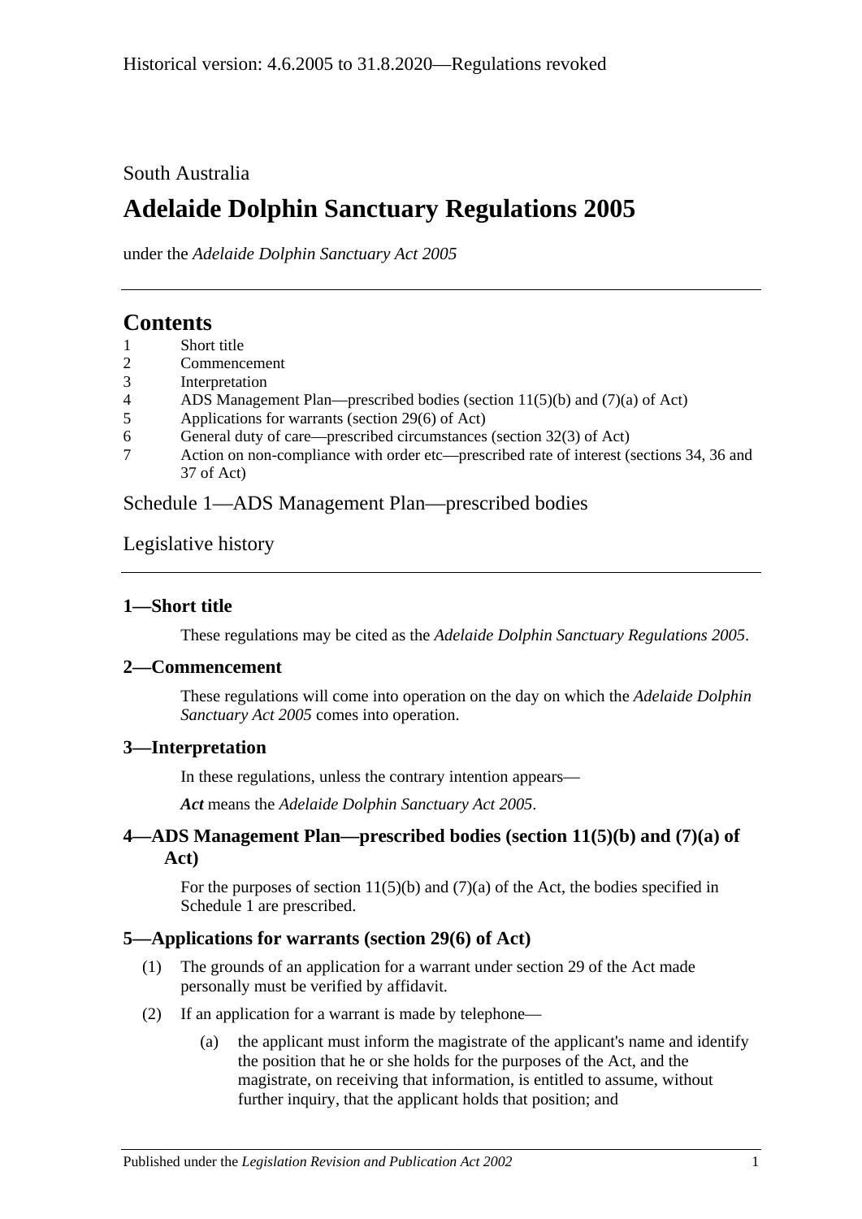Historical version: 4.6.2005 to 31.8.2020—Regulations revoked

South Australia

# Adelaide Dolphin Sanctuary Regulations 2005

under the *Adelaide Dolphin Sanctuary Act 2005*

## Contents

1 Short title
2 Commencement
3 Interpretation
4 ADS Management Plan—prescribed bodies (section 11(5)(b) and (7)(a) of Act)
5 Applications for warrants (section 29(6) of Act)
6 General duty of care—prescribed circumstances (section 32(3) of Act)
7 Action on non-compliance with order etc—prescribed rate of interest (sections 34, 36 and 37 of Act)

Schedule 1—ADS Management Plan—prescribed bodies

Legislative history

### 1—Short title

These regulations may be cited as the *Adelaide Dolphin Sanctuary Regulations 2005*.

### 2—Commencement

These regulations will come into operation on the day on which the *Adelaide Dolphin Sanctuary Act 2005* comes into operation.

### 3—Interpretation

In these regulations, unless the contrary intention appears—

***Act*** means the *Adelaide Dolphin Sanctuary Act 2005*.

### 4—ADS Management Plan—prescribed bodies (section 11(5)(b) and (7)(a) of Act)

For the purposes of section 11(5)(b) and (7)(a) of the Act, the bodies specified in Schedule 1 are prescribed.

### 5—Applications for warrants (section 29(6) of Act)

(1) The grounds of an application for a warrant under section 29 of the Act made personally must be verified by affidavit.

(2) If an application for a warrant is made by telephone—

(a) the applicant must inform the magistrate of the applicant's name and identify the position that he or she holds for the purposes of the Act, and the magistrate, on receiving that information, is entitled to assume, without further inquiry, that the applicant holds that position; and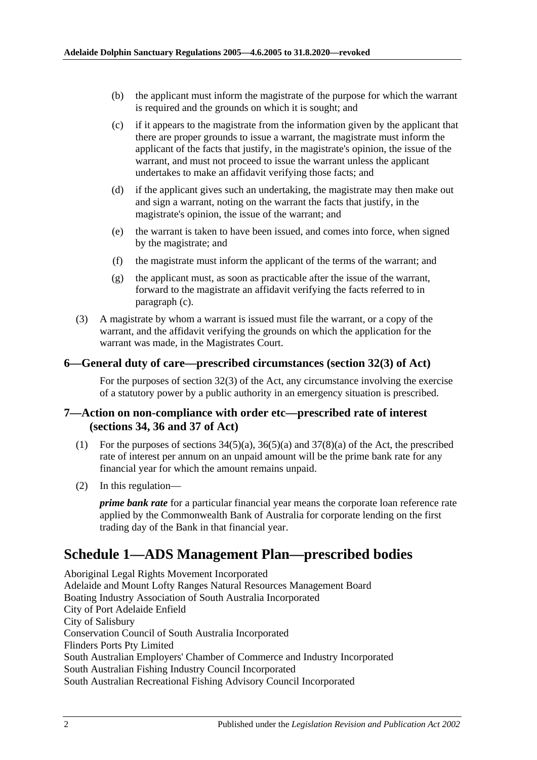(b) the applicant must inform the magistrate of the purpose for which the warrant is required and the grounds on which it is sought; and

(c) if it appears to the magistrate from the information given by the applicant that there are proper grounds to issue a warrant, the magistrate must inform the applicant of the facts that justify, in the magistrate's opinion, the issue of the warrant, and must not proceed to issue the warrant unless the applicant undertakes to make an affidavit verifying those facts; and

(d) if the applicant gives such an undertaking, the magistrate may then make out and sign a warrant, noting on the warrant the facts that justify, in the magistrate's opinion, the issue of the warrant; and

(e) the warrant is taken to have been issued, and comes into force, when signed by the magistrate; and

(f) the magistrate must inform the applicant of the terms of the warrant; and

(g) the applicant must, as soon as practicable after the issue of the warrant, forward to the magistrate an affidavit verifying the facts referred to in paragraph (c).

(3) A magistrate by whom a warrant is issued must file the warrant, or a copy of the warrant, and the affidavit verifying the grounds on which the application for the warrant was made, in the Magistrates Court.

### 6—General duty of care—prescribed circumstances (section 32(3) of Act)

For the purposes of section 32(3) of the Act, any circumstance involving the exercise of a statutory power by a public authority in an emergency situation is prescribed.

### 7—Action on non-compliance with order etc—prescribed rate of interest (sections 34, 36 and 37 of Act)

(1) For the purposes of sections 34(5)(a), 36(5)(a) and 37(8)(a) of the Act, the prescribed rate of interest per annum on an unpaid amount will be the prime bank rate for any financial year for which the amount remains unpaid.

(2) In this regulation—

***prime bank rate*** for a particular financial year means the corporate loan reference rate applied by the Commonwealth Bank of Australia for corporate lending on the first trading day of the Bank in that financial year.

## Schedule 1—ADS Management Plan—prescribed bodies

Aboriginal Legal Rights Movement Incorporated
Adelaide and Mount Lofty Ranges Natural Resources Management Board
Boating Industry Association of South Australia Incorporated
City of Port Adelaide Enfield
City of Salisbury
Conservation Council of South Australia Incorporated
Flinders Ports Pty Limited
South Australian Employers' Chamber of Commerce and Industry Incorporated
South Australian Fishing Industry Council Incorporated
South Australian Recreational Fishing Advisory Council Incorporated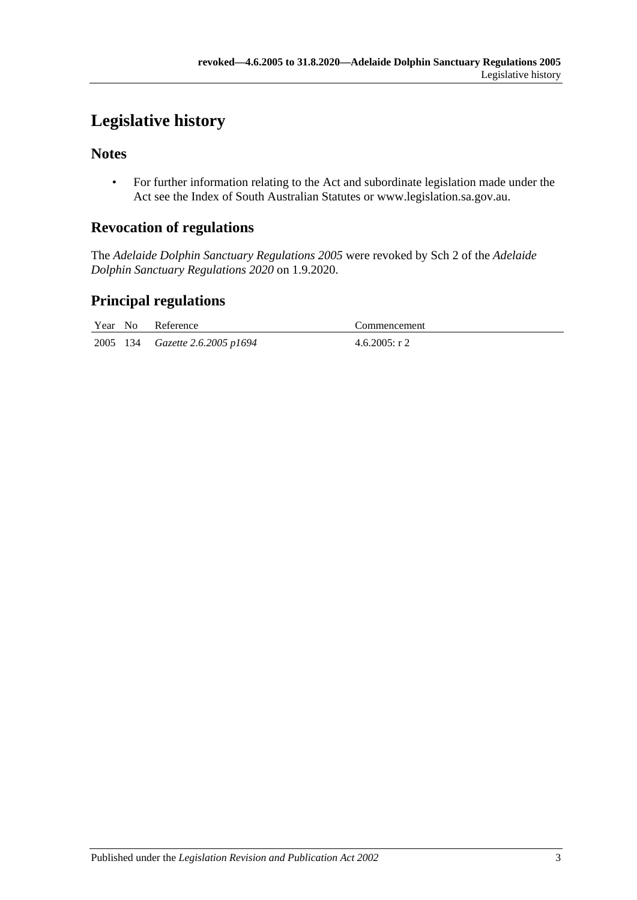# Legislative history

## Notes

- For further information relating to the Act and subordinate legislation made under the Act see the Index of South Australian Statutes or www.legislation.sa.gov.au.

## Revocation of regulations

The *Adelaide Dolphin Sanctuary Regulations 2005* were revoked by Sch 2 of the *Adelaide Dolphin Sanctuary Regulations 2020* on 1.9.2020.

## Principal regulations

| Year | No | Reference | Commencement |
|---|---|---|---|
| 2005 | 134 | *Gazette 2.6.2005 p1694* | 4.6.2005: r 2 |